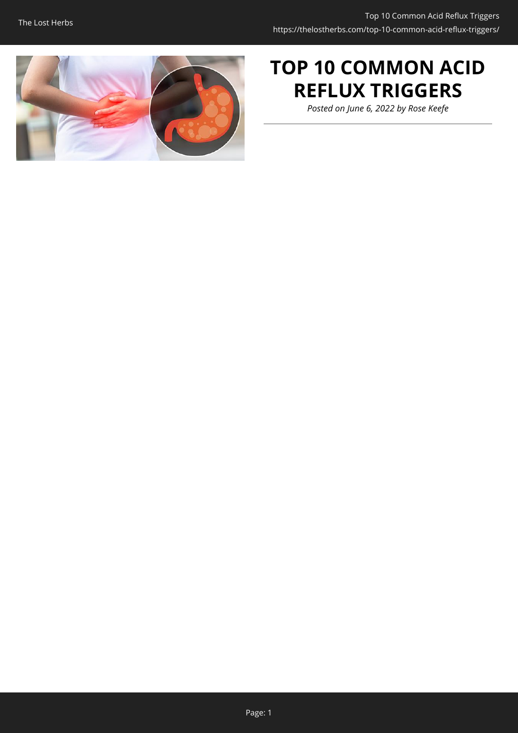# TOP 10 COMMON ACID REFLUX TRIGGERS

*Posted on June 6, 2022 by Rose Keefe*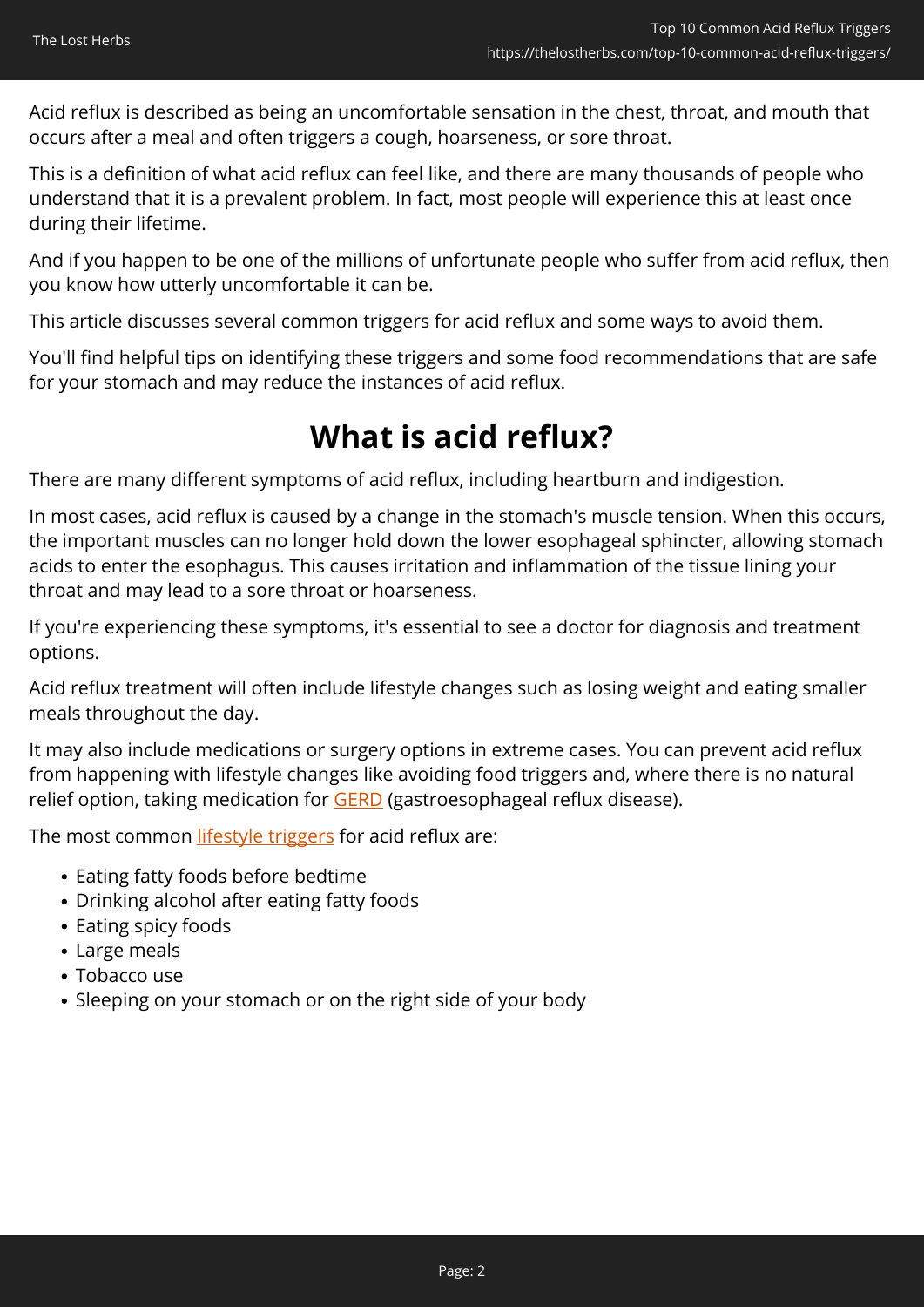Acid reflux is described as being an uncomfortable sensation in the chest, throat, and mouth that occurs after a meal and often triggers a cough, hoarseness, or sore throat.

This is a definition of what acid reflux can feel like, and there are many thousands of people who understand that it is a prevalent problem. In fact, most people will experience this at least once during their lifetime.

And if you happen to be one of the millions of unfortunate people who suffer from acid reflux, then you know how utterly uncomfortable it can be.

This article discusses several common triggers for acid reflux and some ways to avoid them.

You'll find helpful tips on identifying these triggers and some food recommendations that are safe for your stomach and may reduce the instances of acid reflux.

## What is acid reflux?

There are many different symptoms of acid reflux, including heartburn and indigestion.

In most cases, acid reflux is caused by a change in the stomach's muscle tension. When this occurs, the important muscles can no longer hold down the lower esophageal sphincter, allowing stomach acids to enter the esophagus. This causes irritation and inflammation of the tissue lining your throat and may lead to a sore throat or hoarseness.

If you're experiencing these symptoms, it's essential to see a doctor for diagnosis and treatment options.

Acid reflux treatment will often include lifestyle changes such as losing weight and eating smaller meals throughout the day.

It may also include medications or surgery options in extreme cases. You can prevent acid reflux from happening with lifestyle changes like avoiding food triggers and, where there is no natural relief option, taking medication for GERD (gastroesophageal reflux disease).

The most common lifestyle triggers for acid reflux are:

- Eating fatty foods before bedtime
- Drinking alcohol after eating fatty foods
- Eating spicy foods
- Large meals
- Tobacco use
- Sleeping on your stomach or on the right side of your body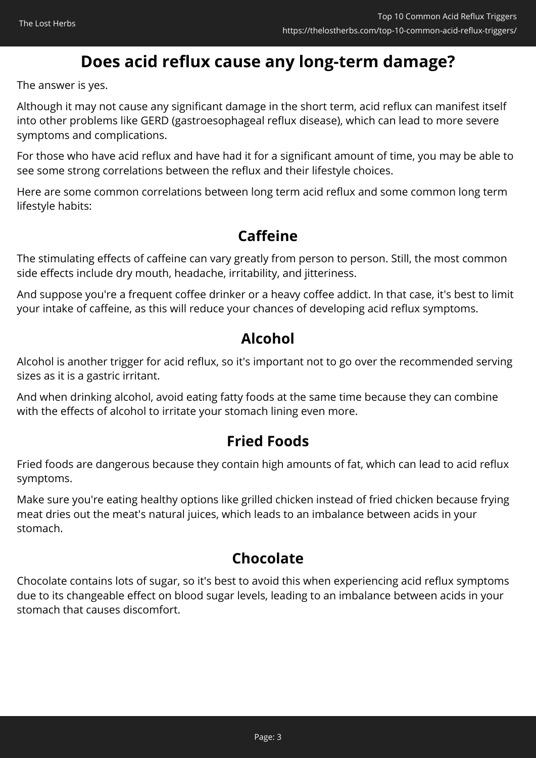## Does acid reflux cause any long-term damage?

The answer is yes.

Although it may not cause any significant damage in the short term, acid reflux can manifest itself into other problems like GERD (gastroesophageal reflux disease), which can lead to more severe symptoms and complications.

For those who have acid reflux and have had it for a significant amount of time, you may be able to see some strong correlations between the reflux and their lifestyle choices.

Here are some common correlations between long term acid reflux and some common long term lifestyle habits:

### Caffeine

The stimulating effects of caffeine can vary greatly from person to person. Still, the most common side effects include dry mouth, headache, irritability, and jitteriness.

And suppose you're a frequent coffee drinker or a heavy coffee addict. In that case, it's best to limit your intake of caffeine, as this will reduce your chances of developing acid reflux symptoms.

### Alcohol

Alcohol is another trigger for acid reflux, so it's important not to go over the recommended serving sizes as it is a gastric irritant.

And when drinking alcohol, avoid eating fatty foods at the same time because they can combine with the effects of alcohol to irritate your stomach lining even more.

### Fried Foods

Fried foods are dangerous because they contain high amounts of fat, which can lead to acid reflux symptoms.

Make sure you're eating healthy options like grilled chicken instead of fried chicken because frying meat dries out the meat's natural juices, which leads to an imbalance between acids in your stomach.

### Chocolate

Chocolate contains lots of sugar, so it's best to avoid this when experiencing acid reflux symptoms due to its changeable effect on blood sugar levels, leading to an imbalance between acids in your stomach that causes discomfort.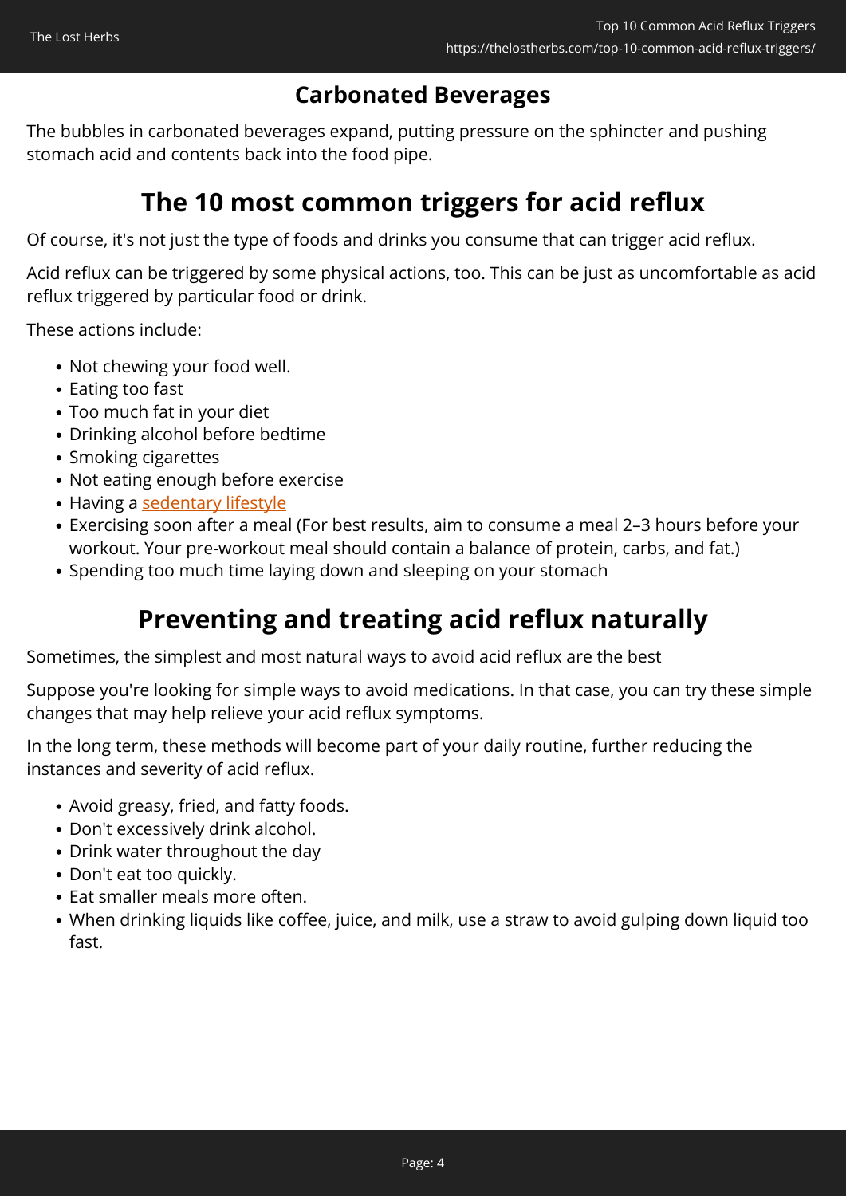### Carbonated Beverages

The bubbles in carbonated beverages expand, putting pressure on the sphincter and pushing stomach acid and contents back into the food pipe.

## The 10 most common triggers for acid reflux

Of course, it's not just the type of foods and drinks you consume that can trigger acid reflux.

Acid reflux can be triggered by some physical actions, too. This can be just as uncomfortable as acid reflux triggered by particular food or drink.

These actions include:

- Not chewing your food well.
- Eating too fast
- Too much fat in your diet
- Drinking alcohol before bedtime
- Smoking cigarettes
- Not eating enough before exercise
- Having a sedentary lifestyle
- Exercising soon after a meal (For best results, aim to consume a meal 2–3 hours before your workout. Your pre-workout meal should contain a balance of protein, carbs, and fat.)
- Spending too much time laying down and sleeping on your stomach

## Preventing and treating acid reflux naturally

Sometimes, the simplest and most natural ways to avoid acid reflux are the best

Suppose you're looking for simple ways to avoid medications. In that case, you can try these simple changes that may help relieve your acid reflux symptoms.

In the long term, these methods will become part of your daily routine, further reducing the instances and severity of acid reflux.

- Avoid greasy, fried, and fatty foods.
- Don't excessively drink alcohol.
- Drink water throughout the day
- Don't eat too quickly.
- Eat smaller meals more often.
- When drinking liquids like coffee, juice, and milk, use a straw to avoid gulping down liquid too fast.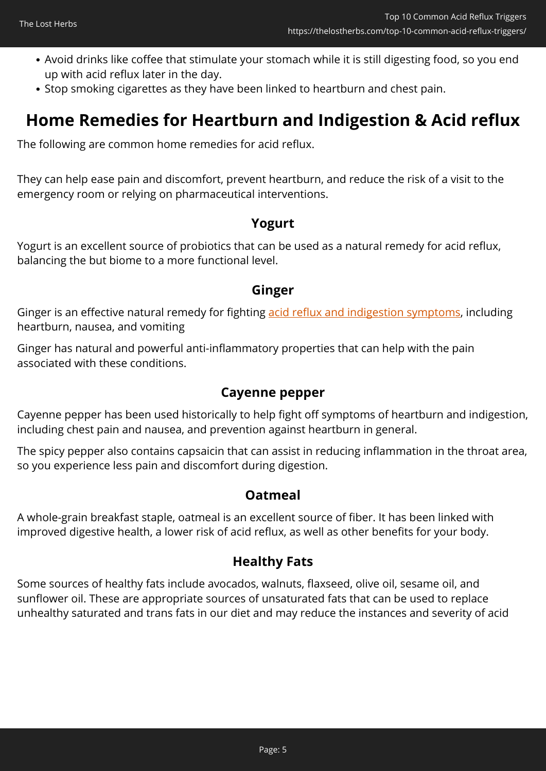- Avoid drinks like coffee that stimulate your stomach while it is still digesting food, so you end up with acid reflux later in the day.
- Stop smoking cigarettes as they have been linked to heartburn and chest pain.

## Home Remedies for Heartburn and Indigestion & Acid reflux

The following are common home remedies for acid reflux.

They can help ease pain and discomfort, prevent heartburn, and reduce the risk of a visit to the emergency room or relying on pharmaceutical interventions.

### Yogurt

Yogurt is an excellent source of probiotics that can be used as a natural remedy for acid reflux, balancing the but biome to a more functional level.

### Ginger

Ginger is an effective natural remedy for fighting acid reflux and indigestion symptoms, including heartburn, nausea, and vomiting

Ginger has natural and powerful anti-inflammatory properties that can help with the pain associated with these conditions.

### Cayenne pepper

Cayenne pepper has been used historically to help fight off symptoms of heartburn and indigestion, including chest pain and nausea, and prevention against heartburn in general.

The spicy pepper also contains capsaicin that can assist in reducing inflammation in the throat area, so you experience less pain and discomfort during digestion.

### Oatmeal

A whole-grain breakfast staple, oatmeal is an excellent source of fiber. It has been linked with improved digestive health, a lower risk of acid reflux, as well as other benefits for your body.

### Healthy Fats

Some sources of healthy fats include avocados, walnuts, flaxseed, olive oil, sesame oil, and sunflower oil. These are appropriate sources of unsaturated fats that can be used to replace unhealthy saturated and trans fats in our diet and may reduce the instances and severity of acid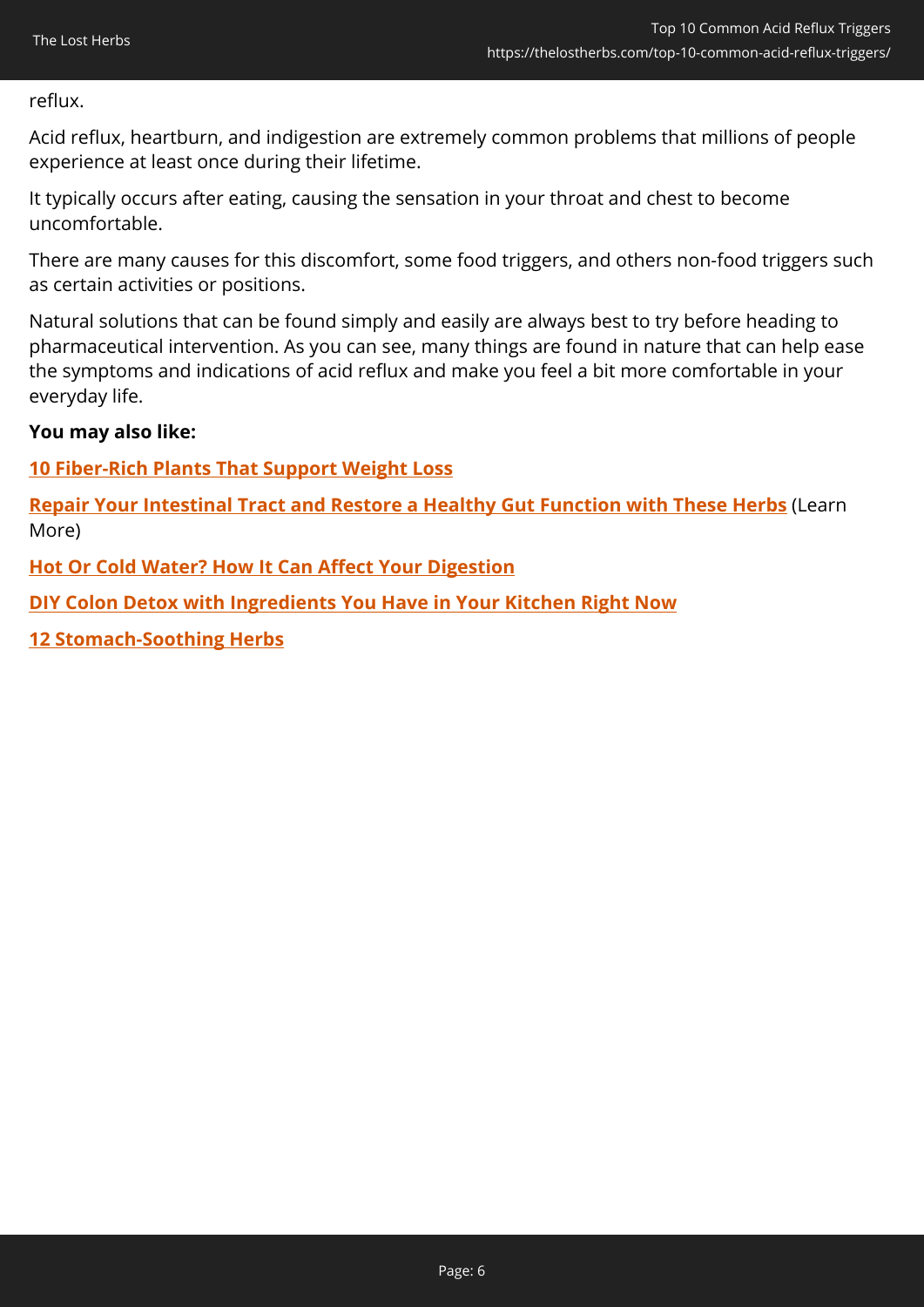reflux.

Acid reflux, heartburn, and indigestion are extremely common problems that millions of people experience at least once during their lifetime.

It typically occurs after eating, causing the sensation in your throat and chest to become uncomfortable.

There are many causes for this discomfort, some food triggers, and others non-food triggers such as certain activities or positions.

Natural solutions that can be found simply and easily are always best to try before heading to pharmaceutical intervention. As you can see, many things are found in nature that can help ease the symptoms and indications of acid reflux and make you feel a bit more comfortable in your everyday life.

**You may also like:**

**10 Fiber-Rich Plants That Support Weight Loss**

**Repair Your Intestinal Tract and Restore a Healthy Gut Function with These Herbs** (Learn More)

**Hot Or Cold Water? How It Can Affect Your Digestion**

**DIY Colon Detox with Ingredients You Have in Your Kitchen Right Now**

**12 Stomach-Soothing Herbs**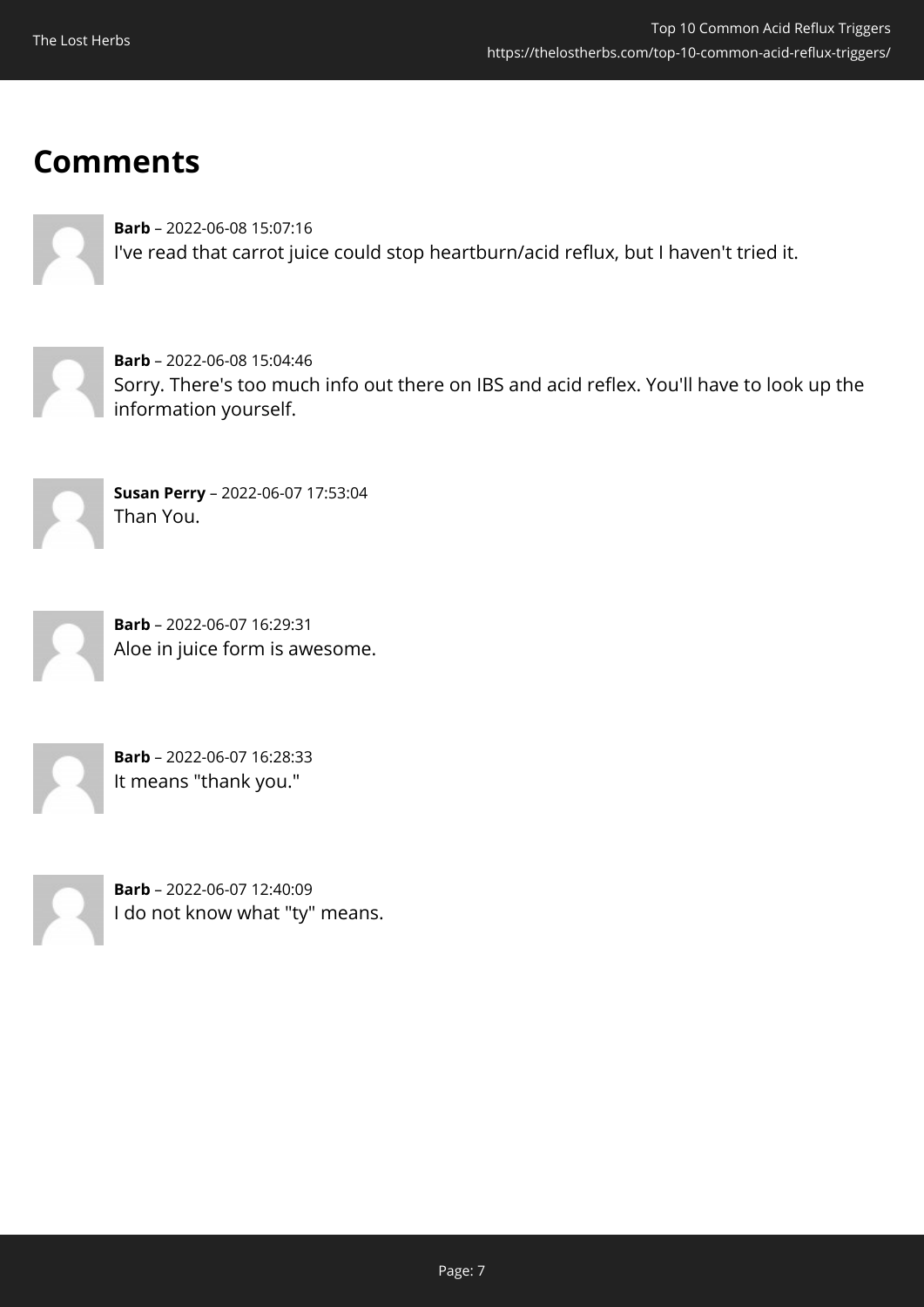## Comments

**Barb** – 2022-06-08 15:07:16
I've read that carrot juice could stop heartburn/acid reflux, but I haven't tried it.

**Barb** – 2022-06-08 15:04:46
Sorry. There's too much info out there on IBS and acid reflex. You'll have to look up the information yourself.

**Susan Perry** – 2022-06-07 17:53:04
Than You.

**Barb** – 2022-06-07 16:29:31
Aloe in juice form is awesome.

**Barb** – 2022-06-07 16:28:33
It means "thank you."

**Barb** – 2022-06-07 12:40:09
I do not know what "ty" means.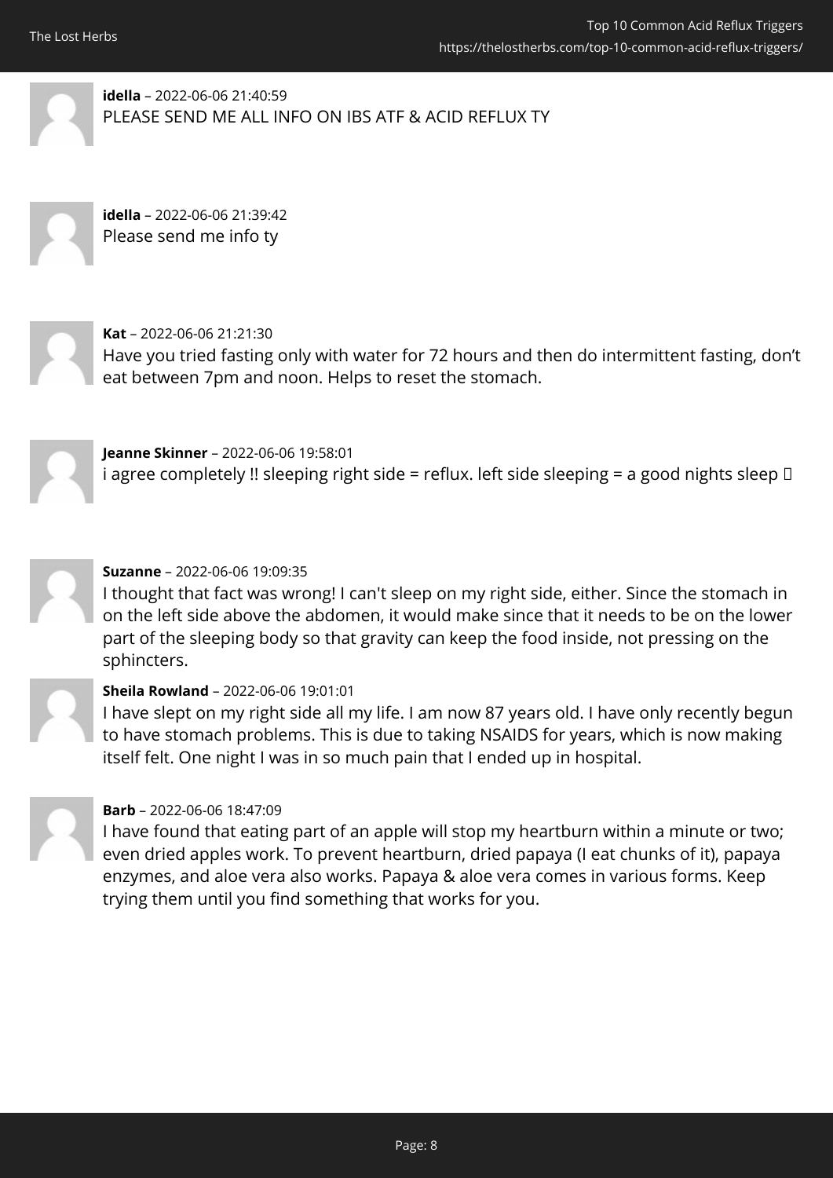**idella** – 2022-06-06 21:40:59
PLEASE SEND ME ALL INFO ON IBS ATF & ACID REFLUX TY

**idella** – 2022-06-06 21:39:42
Please send me info ty

**Kat** – 2022-06-06 21:21:30
Have you tried fasting only with water for 72 hours and then do intermittent fasting, don't eat between 7pm and noon. Helps to reset the stomach.

**Jeanne Skinner** – 2022-06-06 19:58:01
i agree completely !! sleeping right side = reflux. left side sleeping = a good nights sleep 

**Suzanne** – 2022-06-06 19:09:35
I thought that fact was wrong! I can't sleep on my right side, either. Since the stomach in on the left side above the abdomen, it would make since that it needs to be on the lower part of the sleeping body so that gravity can keep the food inside, not pressing on the sphincters.

**Sheila Rowland** – 2022-06-06 19:01:01
I have slept on my right side all my life. I am now 87 years old. I have only recently begun to have stomach problems. This is due to taking NSAIDS for years, which is now making itself felt. One night I was in so much pain that I ended up in hospital.

**Barb** – 2022-06-06 18:47:09
I have found that eating part of an apple will stop my heartburn within a minute or two; even dried apples work. To prevent heartburn, dried papaya (I eat chunks of it), papaya enzymes, and aloe vera also works. Papaya & aloe vera comes in various forms. Keep trying them until you find something that works for you.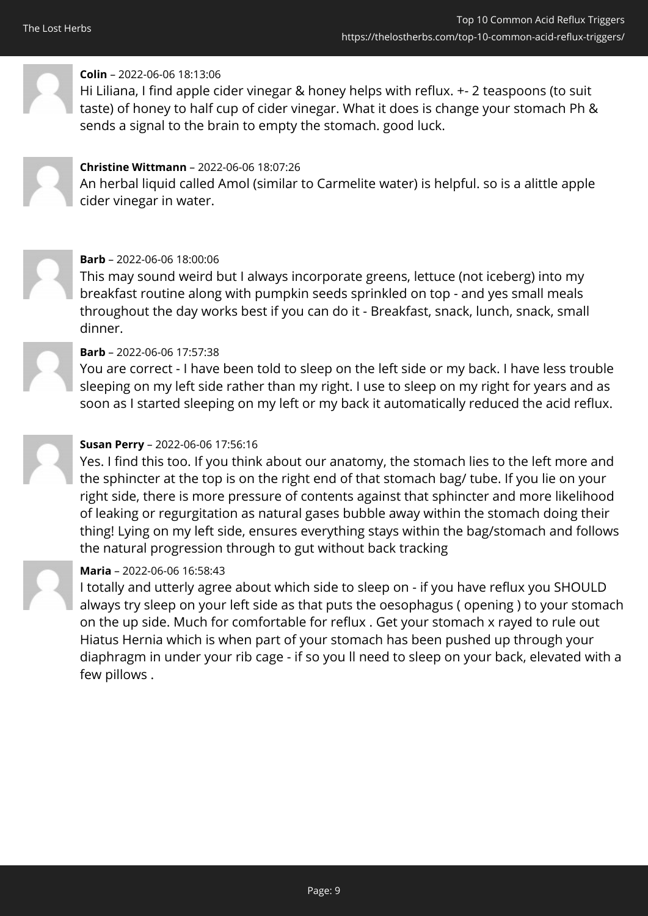**Colin** – 2022-06-06 18:13:06
Hi Liliana, I find apple cider vinegar & honey helps with reflux. +- 2 teaspoons (to suit taste) of honey to half cup of cider vinegar. What it does is change your stomach Ph & sends a signal to the brain to empty the stomach. good luck.

**Christine Wittmann** – 2022-06-06 18:07:26
An herbal liquid called Amol (similar to Carmelite water) is helpful. so is a alittle apple cider vinegar in water.

**Barb** – 2022-06-06 18:00:06
This may sound weird but I always incorporate greens, lettuce (not iceberg) into my breakfast routine along with pumpkin seeds sprinkled on top - and yes small meals throughout the day works best if you can do it - Breakfast, snack, lunch, snack, small dinner.

**Barb** – 2022-06-06 17:57:38
You are correct - I have been told to sleep on the left side or my back. I have less trouble sleeping on my left side rather than my right. I use to sleep on my right for years and as soon as I started sleeping on my left or my back it automatically reduced the acid reflux.

**Susan Perry** – 2022-06-06 17:56:16
Yes. I find this too. If you think about our anatomy, the stomach lies to the left more and the sphincter at the top is on the right end of that stomach bag/ tube. If you lie on your right side, there is more pressure of contents against that sphincter and more likelihood of leaking or regurgitation as natural gases bubble away within the stomach doing their thing! Lying on my left side, ensures everything stays within the bag/stomach and follows the natural progression through to gut without back tracking

**Maria** – 2022-06-06 16:58:43
I totally and utterly agree about which side to sleep on - if you have reflux you SHOULD always try sleep on your left side as that puts the oesophagus ( opening ) to your stomach on the up side. Much for comfortable for reflux . Get your stomach x rayed to rule out Hiatus Hernia which is when part of your stomach has been pushed up through your diaphragm in under your rib cage - if so you ll need to sleep on your back, elevated with a few pillows .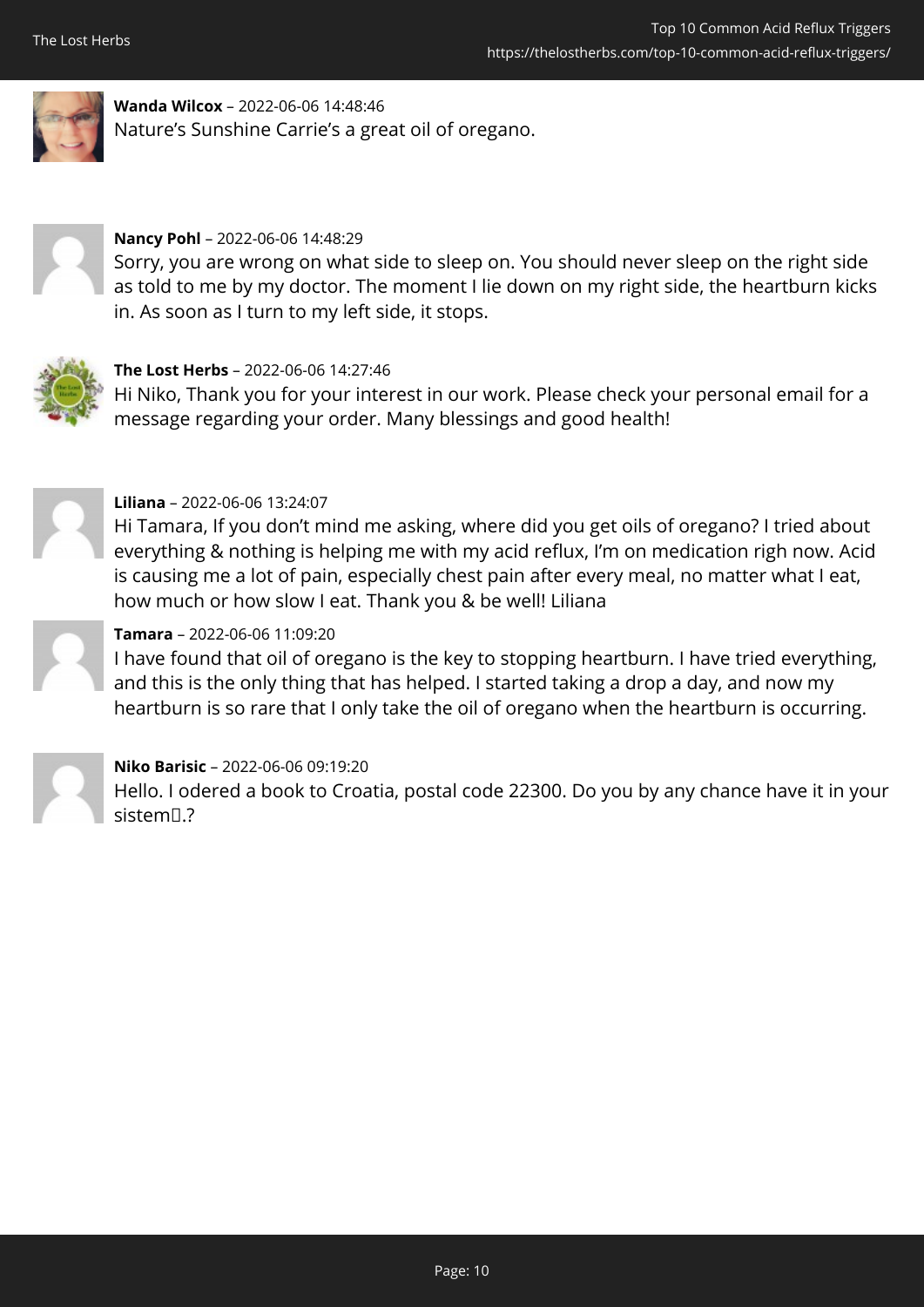**Wanda Wilcox** – 2022-06-06 14:48:46
Nature's Sunshine Carrie's a great oil of oregano.

**Nancy Pohl** – 2022-06-06 14:48:29
Sorry, you are wrong on what side to sleep on. You should never sleep on the right side as told to me by my doctor. The moment I lie down on my right side, the heartburn kicks in. As soon as I turn to my left side, it stops.

**The Lost Herbs** – 2022-06-06 14:27:46
Hi Niko, Thank you for your interest in our work. Please check your personal email for a message regarding your order. Many blessings and good health!

**Liliana** – 2022-06-06 13:24:07
Hi Tamara, If you don't mind me asking, where did you get oils of oregano? I tried about everything & nothing is helping me with my acid reflux, I'm on medication righ now. Acid is causing me a lot of pain, especially chest pain after every meal, no matter what I eat, how much or how slow I eat. Thank you & be well! Liliana

**Tamara** – 2022-06-06 11:09:20
I have found that oil of oregano is the key to stopping heartburn. I have tried everything, and this is the only thing that has helped. I started taking a drop a day, and now my heartburn is so rare that I only take the oil of oregano when the heartburn is occurring.

**Niko Barisic** – 2022-06-06 09:19:20
Hello. I odered a book to Croatia, postal code 22300. Do you by any chance have it in your sistem�.?